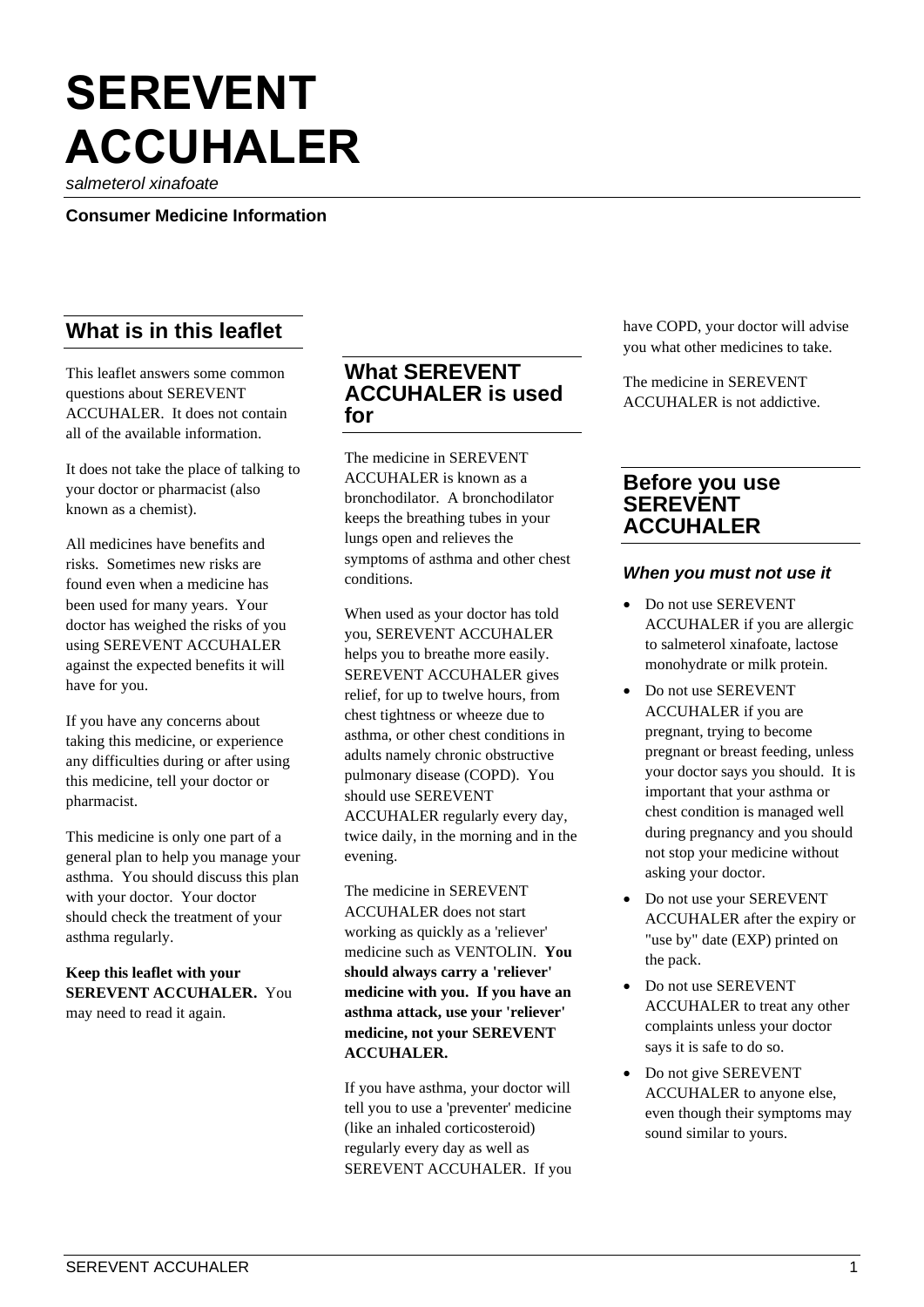# SEREVENT ACCUHALER

*salmeterol xinafoate*

**Consumer Medicine Information**

## What is in this leaflet

This leaflet answers some common questions about SEREVENT ACCUHALER. It does not contain all of the available information.

It does not take the place of talking to your doctor or pharmacist (also known as a chemist).

All medicines have benefits and risks. Sometimes new risks are found even when a medicine has been used for many years. Your doctor has weighed the risks of you using SEREVENT ACCUHALER against the expected benefits it will have for you.

If you have any concerns about taking this medicine, or experience any difficulties during or after using this medicine, tell your doctor or pharmacist.

This medicine is only one part of a general plan to help you manage your asthma. You should discuss this plan with your doctor. Your doctor should check the treatment of your asthma regularly.

**Keep this leaflet with your SEREVENT ACCUHALER.** You may need to read it again.

## What SEREVENT ACCUHALER is used for

The medicine in SEREVENT ACCUHALER is known as a bronchodilator. A bronchodilator keeps the breathing tubes in your lungs open and relieves the symptoms of asthma and other chest conditions.

When used as your doctor has told you, SEREVENT ACCUHALER helps you to breathe more easily. SEREVENT ACCUHALER gives relief, for up to twelve hours, from chest tightness or wheeze due to asthma, or other chest conditions in adults namely chronic obstructive pulmonary disease (COPD). You should use SEREVENT ACCUHALER regularly every day, twice daily, in the morning and in the evening.

The medicine in SEREVENT ACCUHALER does not start working as quickly as a 'reliever' medicine such as VENTOLIN. **You should always carry a 'reliever' medicine with you. If you have an asthma attack, use your 'reliever' medicine, not your SEREVENT ACCUHALER.**

If you have asthma, your doctor will tell you to use a 'preventer' medicine (like an inhaled corticosteroid) regularly every day as well as SEREVENT ACCUHALER. If you have COPD, your doctor will advise you what other medicines to take.

The medicine in SEREVENT ACCUHALER is not addictive.

## Before you use SEREVENT ACCUHALER

### *When you must not use it*

- Do not use SEREVENT ACCUHALER if you are allergic to salmeterol xinafoate, lactose monohydrate or milk protein.
- Do not use SEREVENT ACCUHALER if you are pregnant, trying to become pregnant or breast feeding, unless your doctor says you should. It is important that your asthma or chest condition is managed well during pregnancy and you should not stop your medicine without asking your doctor.
- Do not use your SEREVENT ACCUHALER after the expiry or "use by" date (EXP) printed on the pack.
- Do not use SEREVENT ACCUHALER to treat any other complaints unless your doctor says it is safe to do so.
- Do not give SEREVENT ACCUHALER to anyone else, even though their symptoms may sound similar to yours.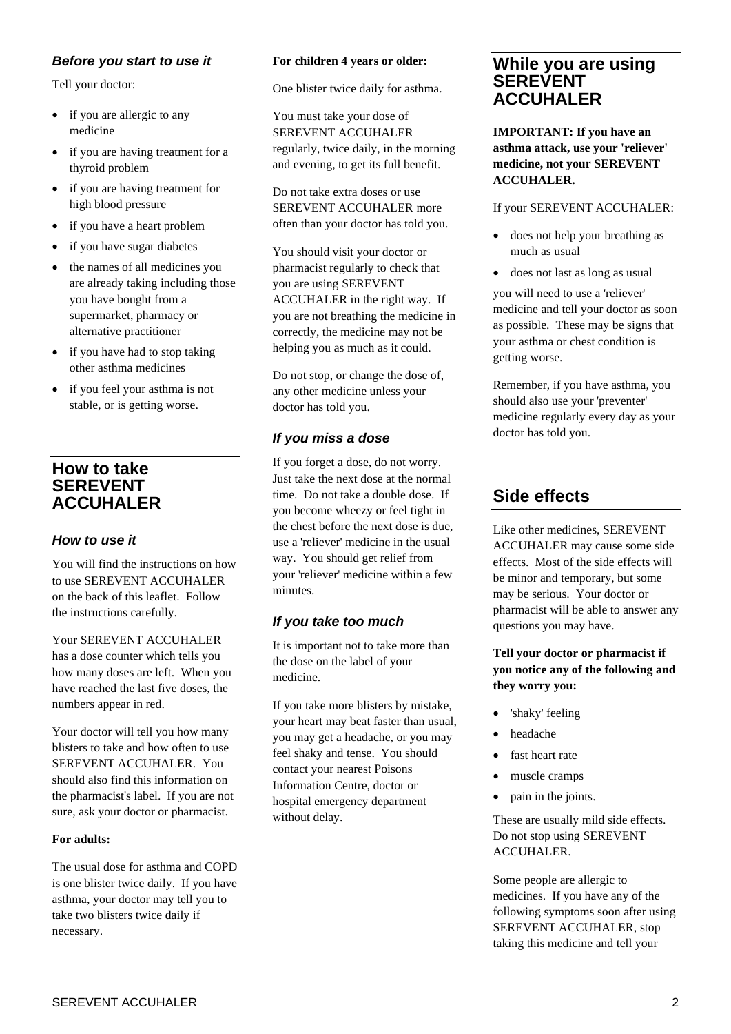### *Before you start to use it*

Tell your doctor:

- if you are allergic to any medicine
- if you are having treatment for a thyroid problem
- if you are having treatment for high blood pressure
- if you have a heart problem
- if you have sugar diabetes
- the names of all medicines you are already taking including those you have bought from a supermarket, pharmacy or alternative practitioner
- if you have had to stop taking other asthma medicines
- if you feel your asthma is not stable, or is getting worse.

## How to take SEREVENT ACCUHALER

### *How to use it*

You will find the instructions on how to use SEREVENT ACCUHALER on the back of this leaflet. Follow the instructions carefully.

Your SEREVENT ACCUHALER has a dose counter which tells you how many doses are left. When you have reached the last five doses, the numbers appear in red.

Your doctor will tell you how many blisters to take and how often to use SEREVENT ACCUHALER. You should also find this information on the pharmacist's label. If you are not sure, ask your doctor or pharmacist.

**For adults:**

The usual dose for asthma and COPD is one blister twice daily. If you have asthma, your doctor may tell you to take two blisters twice daily if necessary.

**For children 4 years or older:**

One blister twice daily for asthma.

You must take your dose of SEREVENT ACCUHALER regularly, twice daily, in the morning and evening, to get its full benefit.

Do not take extra doses or use SEREVENT ACCUHALER more often than your doctor has told you.

You should visit your doctor or pharmacist regularly to check that you are using SEREVENT ACCUHALER in the right way. If you are not breathing the medicine in correctly, the medicine may not be helping you as much as it could.

Do not stop, or change the dose of, any other medicine unless your doctor has told you.

### *If you miss a dose*

If you forget a dose, do not worry. Just take the next dose at the normal time. Do not take a double dose. If you become wheezy or feel tight in the chest before the next dose is due, use a 'reliever' medicine in the usual way. You should get relief from your 'reliever' medicine within a few minutes.

### *If you take too much*

It is important not to take more than the dose on the label of your medicine.

If you take more blisters by mistake, your heart may beat faster than usual, you may get a headache, or you may feel shaky and tense. You should contact your nearest Poisons Information Centre, doctor or hospital emergency department without delay.

## While you are using SEREVENT ACCUHALER

**IMPORTANT: If you have an asthma attack, use your 'reliever' medicine, not your SEREVENT ACCUHALER.**

If your SEREVENT ACCUHALER:

- does not help your breathing as much as usual
- does not last as long as usual

you will need to use a 'reliever' medicine and tell your doctor as soon as possible. These may be signs that your asthma or chest condition is getting worse.

Remember, if you have asthma, you should also use your 'preventer' medicine regularly every day as your doctor has told you.

## Side effects

Like other medicines, SEREVENT ACCUHALER may cause some side effects. Most of the side effects will be minor and temporary, but some may be serious. Your doctor or pharmacist will be able to answer any questions you may have.

**Tell your doctor or pharmacist if you notice any of the following and they worry you:**

- 'shaky' feeling
- headache
- fast heart rate
- muscle cramps
- pain in the joints.

These are usually mild side effects. Do not stop using SEREVENT ACCUHALER.

Some people are allergic to medicines. If you have any of the following symptoms soon after using SEREVENT ACCUHALER, stop taking this medicine and tell your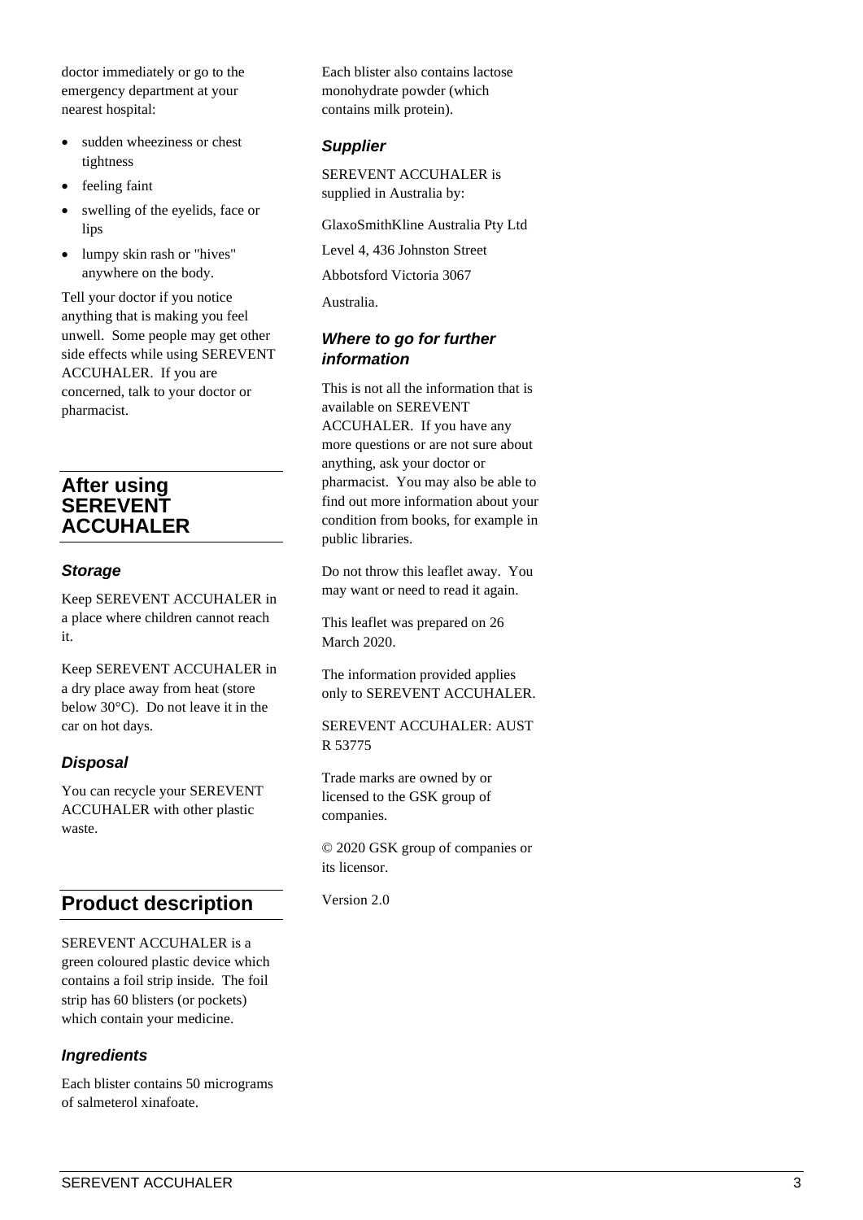doctor immediately or go to the emergency department at your nearest hospital:

- sudden wheeziness or chest tightness
- feeling faint
- swelling of the eyelids, face or lips
- lumpy skin rash or "hives" anywhere on the body.

Tell your doctor if you notice anything that is making you feel unwell. Some people may get other side effects while using SEREVENT ACCUHALER. If you are concerned, talk to your doctor or pharmacist.

## After using SEREVENT ACCUHALER

### *Storage*

Keep SEREVENT ACCUHALER in a place where children cannot reach it.

Keep SEREVENT ACCUHALER in a dry place away from heat (store below 30°C). Do not leave it in the car on hot days.

### *Disposal*

You can recycle your SEREVENT ACCUHALER with other plastic waste.

## Product description

SEREVENT ACCUHALER is a green coloured plastic device which contains a foil strip inside. The foil strip has 60 blisters (or pockets) which contain your medicine.

### *Ingredients*

Each blister contains 50 micrograms of salmeterol xinafoate.

Each blister also contains lactose monohydrate powder (which contains milk protein).

### *Supplier*

SEREVENT ACCUHALER is supplied in Australia by:

GlaxoSmithKline Australia Pty Ltd

Level 4, 436 Johnston Street

Abbotsford Victoria 3067

Australia.

### *Where to go for further information*

This is not all the information that is available on SEREVENT ACCUHALER. If you have any more questions or are not sure about anything, ask your doctor or pharmacist. You may also be able to find out more information about your condition from books, for example in public libraries.

Do not throw this leaflet away. You may want or need to read it again.

This leaflet was prepared on 26 March 2020.

The information provided applies only to SEREVENT ACCUHALER.

SEREVENT ACCUHALER: AUST R 53775

Trade marks are owned by or licensed to the GSK group of companies.

© 2020 GSK group of companies or its licensor.

Version 2.0